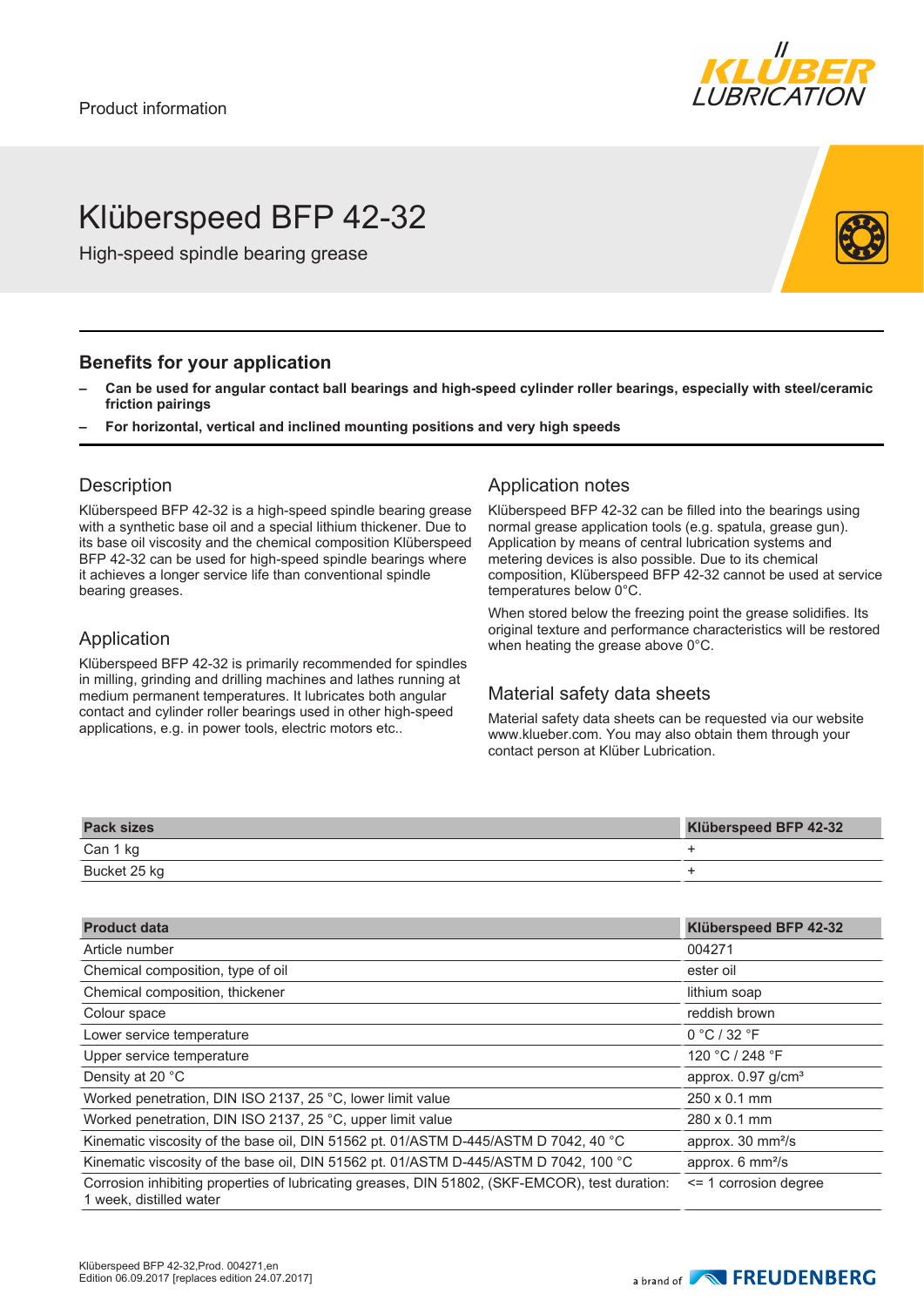Product information

# Klüberspeed BFP 42-32

High-speed spindle bearing grease

## Benefits for your application

- **Can be used for angular contact ball bearings and high-speed cylinder roller bearings, especially with steel/ceramic friction pairings**
- **For horizontal, vertical and inclined mounting positions and very high speeds**

## Description

Klüberspeed BFP 42-32 is a high-speed spindle bearing grease with a synthetic base oil and a special lithium thickener. Due to its base oil viscosity and the chemical composition Klüberspeed BFP 42-32 can be used for high-speed spindle bearings where it achieves a longer service life than conventional spindle bearing greases.

## Application

Klüberspeed BFP 42-32 is primarily recommended for spindles in milling, grinding and drilling machines and lathes running at medium permanent temperatures. It lubricates both angular contact and cylinder roller bearings used in other high-speed applications, e.g. in power tools, electric motors etc..

## Application notes

Klüberspeed BFP 42-32 can be filled into the bearings using normal grease application tools (e.g. spatula, grease gun). Application by means of central lubrication systems and metering devices is also possible. Due to its chemical composition, Klüberspeed BFP 42-32 cannot be used at service temperatures below 0°C.

When stored below the freezing point the grease solidifies. Its original texture and performance characteristics will be restored when heating the grease above 0°C.

## Material safety data sheets

Material safety data sheets can be requested via our website www.klueber.com. You may also obtain them through your contact person at Klüber Lubrication.

| Pack sizes | Klüberspeed BFP 42-32 |
|---|---|
| Can 1 kg | + |
| Bucket 25 kg | + |

| Product data | Klüberspeed BFP 42-32 |
|---|---|
| Article number | 004271 |
| Chemical composition, type of oil | ester oil |
| Chemical composition, thickener | lithium soap |
| Colour space | reddish brown |
| Lower service temperature | 0 °C / 32 °F |
| Upper service temperature | 120 °C / 248 °F |
| Density at 20 °C | approx. 0.97 g/cm³ |
| Worked penetration, DIN ISO 2137, 25 °C, lower limit value | 250 x 0.1 mm |
| Worked penetration, DIN ISO 2137, 25 °C, upper limit value | 280 x 0.1 mm |
| Kinematic viscosity of the base oil, DIN 51562 pt. 01/ASTM D-445/ASTM D 7042, 40 °C | approx. 30 mm²/s |
| Kinematic viscosity of the base oil, DIN 51562 pt. 01/ASTM D-445/ASTM D 7042, 100 °C | approx. 6 mm²/s |
| Corrosion inhibiting properties of lubricating greases, DIN 51802, (SKF-EMCOR), test duration: 1 week, distilled water | <= 1 corrosion degree |

Klüberspeed BFP 42-32,Prod. 004271,en
Edition 06.09.2017 [replaces edition 24.07.2017]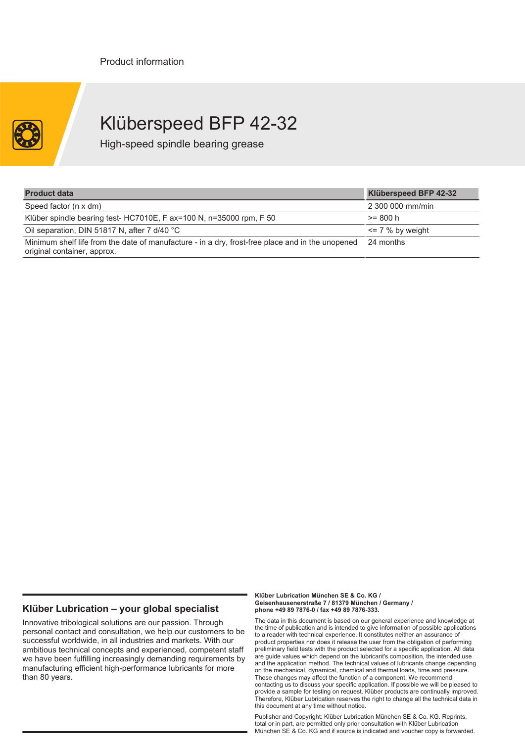Product information

# Klüberspeed BFP 42-32

High-speed spindle bearing grease

| Product data | Klüberspeed BFP 42-32 |
|---|---|
| Speed factor (n x dm) | 2 300 000 mm/min |
| Klüber spindle bearing test- HC7010E, F ax=100 N, n=35000 rpm, F 50 | >= 800 h |
| Oil separation, DIN 51817 N, after 7 d/40 °C | <= 7 % by weight |
| Minimum shelf life from the date of manufacture - in a dry, frost-free place and in the unopened original container, approx. | 24 months |

## Klüber Lubrication – your global specialist

Innovative tribological solutions are our passion. Through personal contact and consultation, we help our customers to be successful worldwide, in all industries and markets. With our ambitious technical concepts and experienced, competent staff we have been fulfilling increasingly demanding requirements by manufacturing efficient high-performance lubricants for more than 80 years.

**Klüber Lubrication München SE & Co. KG / Geisenhausenerstraße 7 / 81379 München / Germany / phone +49 89 7876-0 / fax +49 89 7876-333.**

The data in this document is based on our general experience and knowledge at the time of publication and is intended to give information of possible applications to a reader with technical experience. It constitutes neither an assurance of product properties nor does it release the user from the obligation of performing preliminary field tests with the product selected for a specific application. All data are guide values which depend on the lubricant's composition, the intended use and the application method. The technical values of lubricants change depending on the mechanical, dynamical, chemical and thermal loads, time and pressure. These changes may affect the function of a component. We recommend contacting us to discuss your specific application. If possible we will be pleased to provide a sample for testing on request. Klüber products are continually improved. Therefore, Klüber Lubrication reserves the right to change all the technical data in this document at any time without notice.

Publisher and Copyright: Klüber Lubrication München SE & Co. KG. Reprints, total or in part, are permitted only prior consultation with Klüber Lubrication München SE & Co. KG and if source is indicated and voucher copy is forwarded.